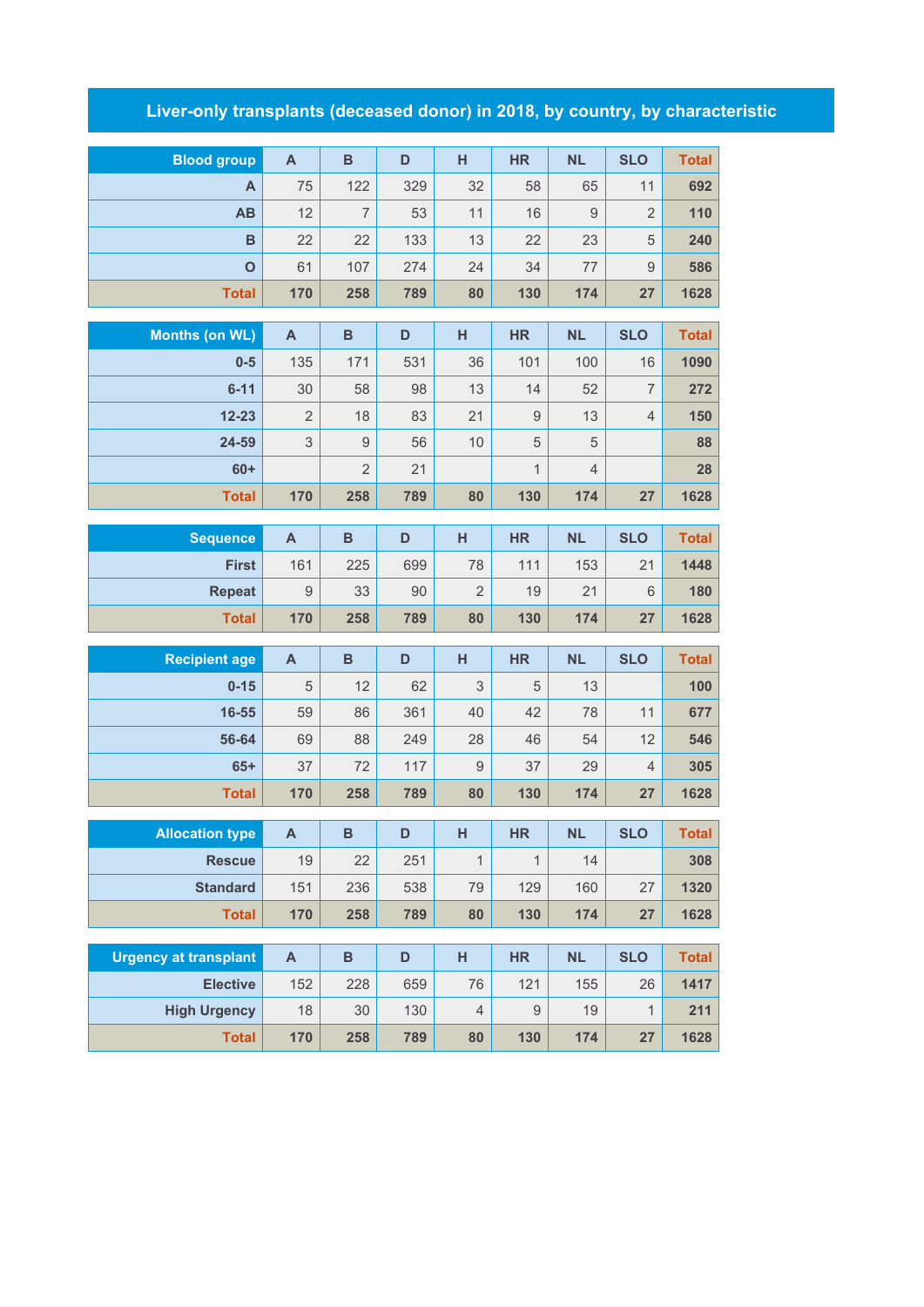# Liver-only transplants (deceased donor) in 2018, by country, by characteristic

| Blood group | A | B | D | H | HR | NL | SLO | Total |
|---|---|---|---|---|---|---|---|---|
| A | 75 | 122 | 329 | 32 | 58 | 65 | 11 | 692 |
| AB | 12 | 7 | 53 | 11 | 16 | 9 | 2 | 110 |
| B | 22 | 22 | 133 | 13 | 22 | 23 | 5 | 240 |
| O | 61 | 107 | 274 | 24 | 34 | 77 | 9 | 586 |
| Total | 170 | 258 | 789 | 80 | 130 | 174 | 27 | 1628 |

| Months (on WL) | A | B | D | H | HR | NL | SLO | Total |
|---|---|---|---|---|---|---|---|---|
| 0-5 | 135 | 171 | 531 | 36 | 101 | 100 | 16 | 1090 |
| 6-11 | 30 | 58 | 98 | 13 | 14 | 52 | 7 | 272 |
| 12-23 | 2 | 18 | 83 | 21 | 9 | 13 | 4 | 150 |
| 24-59 | 3 | 9 | 56 | 10 | 5 | 5 | | 88 |
| 60+ | | 2 | 21 | | 1 | 4 | | 28 |
| Total | 170 | 258 | 789 | 80 | 130 | 174 | 27 | 1628 |

| Sequence | A | B | D | H | HR | NL | SLO | Total |
|---|---|---|---|---|---|---|---|---|
| First | 161 | 225 | 699 | 78 | 111 | 153 | 21 | 1448 |
| Repeat | 9 | 33 | 90 | 2 | 19 | 21 | 6 | 180 |
| Total | 170 | 258 | 789 | 80 | 130 | 174 | 27 | 1628 |

| Recipient age | A | B | D | H | HR | NL | SLO | Total |
|---|---|---|---|---|---|---|---|---|
| 0-15 | 5 | 12 | 62 | 3 | 5 | 13 | | 100 |
| 16-55 | 59 | 86 | 361 | 40 | 42 | 78 | 11 | 677 |
| 56-64 | 69 | 88 | 249 | 28 | 46 | 54 | 12 | 546 |
| 65+ | 37 | 72 | 117 | 9 | 37 | 29 | 4 | 305 |
| Total | 170 | 258 | 789 | 80 | 130 | 174 | 27 | 1628 |

| Allocation type | A | B | D | H | HR | NL | SLO | Total |
|---|---|---|---|---|---|---|---|---|
| Rescue | 19 | 22 | 251 | 1 | 1 | 14 | | 308 |
| Standard | 151 | 236 | 538 | 79 | 129 | 160 | 27 | 1320 |
| Total | 170 | 258 | 789 | 80 | 130 | 174 | 27 | 1628 |

| Urgency at transplant | A | B | D | H | HR | NL | SLO | Total |
|---|---|---|---|---|---|---|---|---|
| Elective | 152 | 228 | 659 | 76 | 121 | 155 | 26 | 1417 |
| High Urgency | 18 | 30 | 130 | 4 | 9 | 19 | 1 | 211 |
| Total | 170 | 258 | 789 | 80 | 130 | 174 | 27 | 1628 |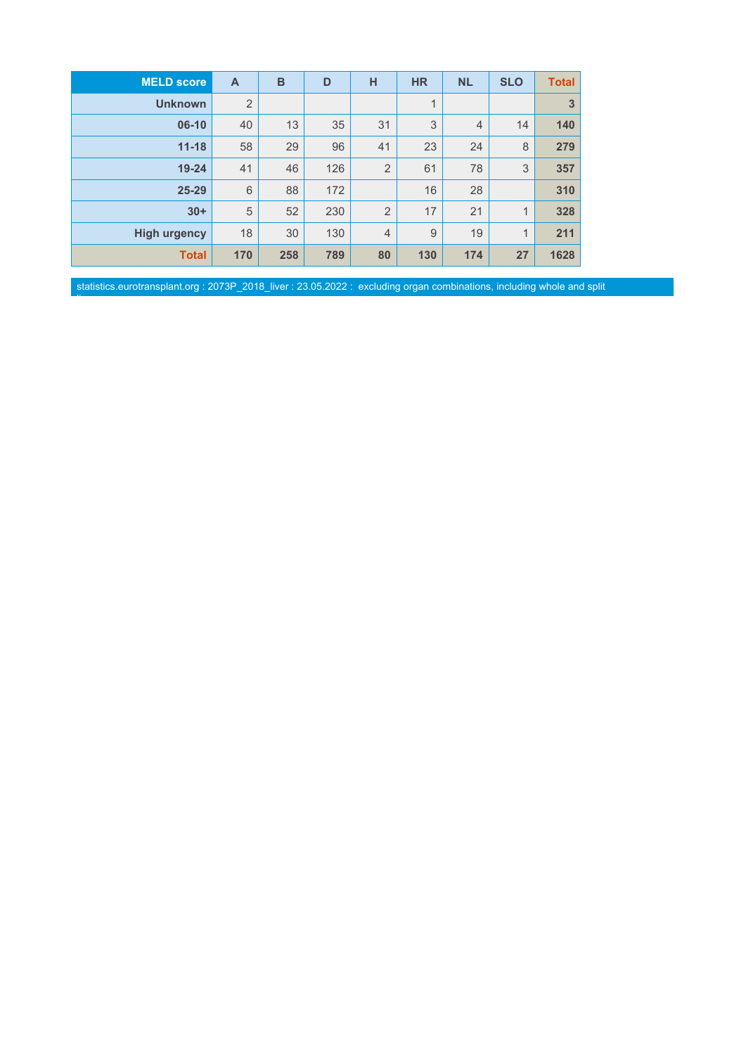| MELD score | A | B | D | H | HR | NL | SLO | Total |
|---|---|---|---|---|---|---|---|---|
| **Unknown** | 2 | | | | 1 | | | **3** |
| **06-10** | 40 | 13 | 35 | 31 | 3 | 4 | 14 | **140** |
| **11-18** | 58 | 29 | 96 | 41 | 23 | 24 | 8 | **279** |
| **19-24** | 41 | 46 | 126 | 2 | 61 | 78 | 3 | **357** |
| **25-29** | 6 | 88 | 172 | | 16 | 28 | | **310** |
| **30+** | 5 | 52 | 230 | 2 | 17 | 21 | 1 | **328** |
| **High urgency** | 18 | 30 | 130 | 4 | 9 | 19 | 1 | **211** |
| **Total** | **170** | **258** | **789** | **80** | **130** | **174** | **27** | **1628** |

statistics.eurotransplant.org : 2073P_2018_liver : 23.05.2022 : excluding organ combinations, including whole and split liver